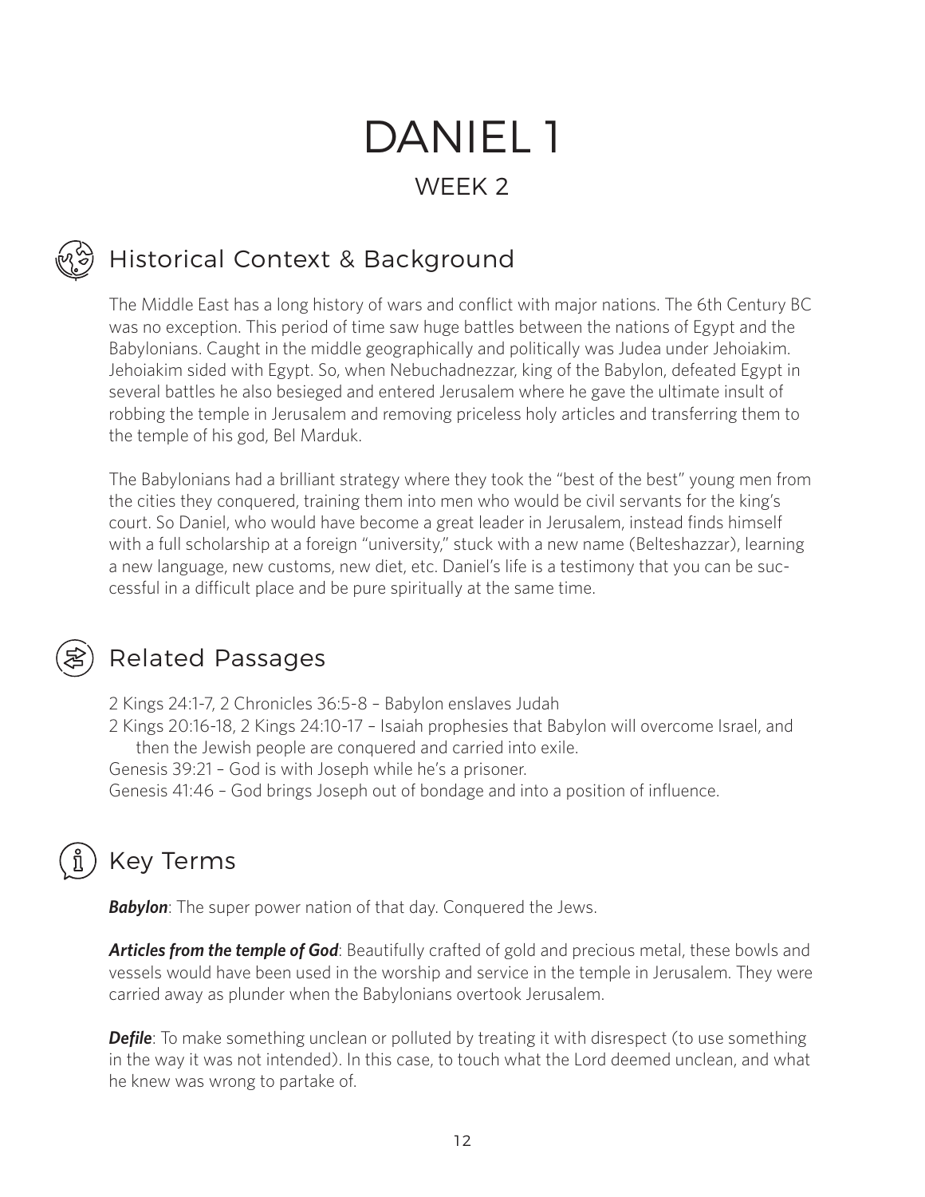# DANIEL 1

## WEEK 2

## Historical Context & Background

The Middle East has a long history of wars and conflict with major nations. The 6th Century BC was no exception. This period of time saw huge battles between the nations of Egypt and the Babylonians. Caught in the middle geographically and politically was Judea under Jehoiakim. Jehoiakim sided with Egypt. So, when Nebuchadnezzar, king of the Babylon, defeated Egypt in several battles he also besieged and entered Jerusalem where he gave the ultimate insult of robbing the temple in Jerusalem and removing priceless holy articles and transferring them to the temple of his god, Bel Marduk.

The Babylonians had a brilliant strategy where they took the "best of the best" young men from the cities they conquered, training them into men who would be civil servants for the king's court. So Daniel, who would have become a great leader in Jerusalem, instead finds himself with a full scholarship at a foreign "university," stuck with a new name (Belteshazzar), learning a new language, new customs, new diet, etc. Daniel's life is a testimony that you can be successful in a difficult place and be pure spiritually at the same time.

## Related Passages

2 Kings 24:1-7, 2 Chronicles 36:5-8 – Babylon enslaves Judah

2 Kings 20:16-18, 2 Kings 24:10-17 – Isaiah prophesies that Babylon will overcome Israel, and then the Jewish people are conquered and carried into exile.

Genesis 39:21 – God is with Joseph while he's a prisoner.

Genesis 41:46 – God brings Joseph out of bondage and into a position of influence.

## Key Terms

***Babylon***: The super power nation of that day. Conquered the Jews.

***Articles from the temple of God***: Beautifully crafted of gold and precious metal, these bowls and vessels would have been used in the worship and service in the temple in Jerusalem. They were carried away as plunder when the Babylonians overtook Jerusalem.

***Defile***: To make something unclean or polluted by treating it with disrespect (to use something in the way it was not intended). In this case, to touch what the Lord deemed unclean, and what he knew was wrong to partake of.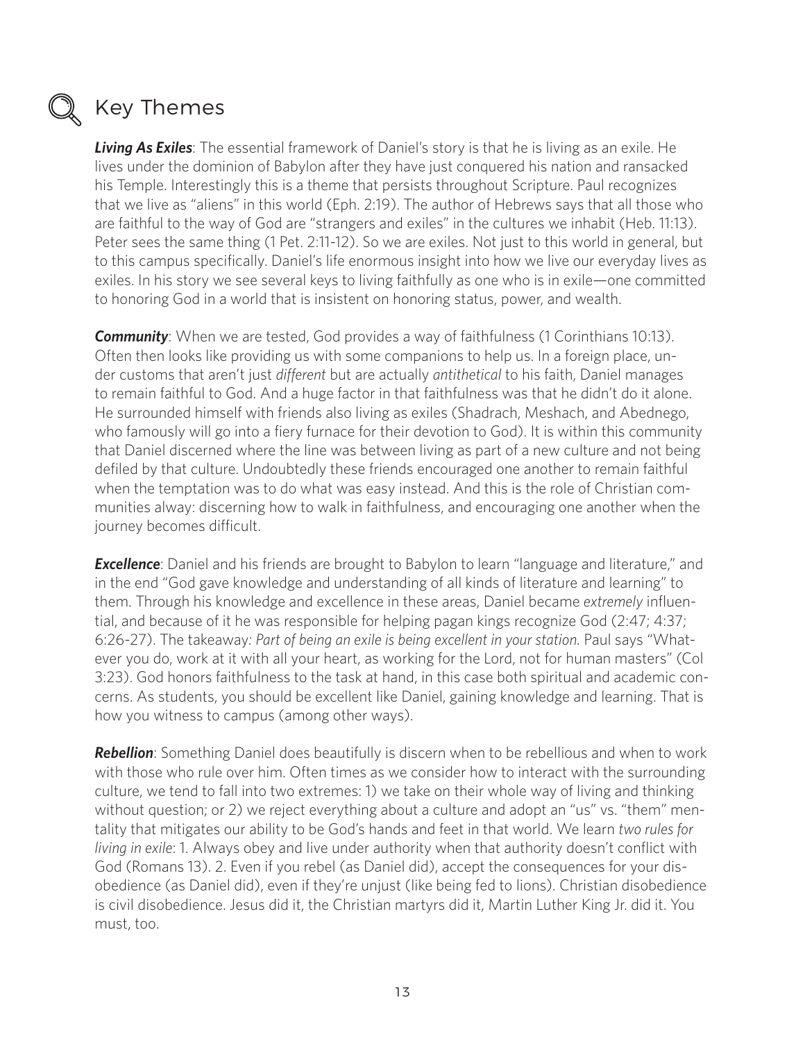## Key Themes

***Living As Exiles***: The essential framework of Daniel's story is that he is living as an exile. He lives under the dominion of Babylon after they have just conquered his nation and ransacked his Temple. Interestingly this is a theme that persists throughout Scripture. Paul recognizes that we live as "aliens" in this world (Eph. 2:19). The author of Hebrews says that all those who are faithful to the way of God are "strangers and exiles" in the cultures we inhabit (Heb. 11:13). Peter sees the same thing (1 Pet. 2:11-12). So we are exiles. Not just to this world in general, but to this campus specifically. Daniel's life enormous insight into how we live our everyday lives as exiles. In his story we see several keys to living faithfully as one who is in exile—one committed to honoring God in a world that is insistent on honoring status, power, and wealth.

***Community***: When we are tested, God provides a way of faithfulness (1 Corinthians 10:13). Often then looks like providing us with some companions to help us. In a foreign place, under customs that aren't just *different* but are actually *antithetical* to his faith, Daniel manages to remain faithful to God. And a huge factor in that faithfulness was that he didn't do it alone. He surrounded himself with friends also living as exiles (Shadrach, Meshach, and Abednego, who famously will go into a fiery furnace for their devotion to God). It is within this community that Daniel discerned where the line was between living as part of a new culture and not being defiled by that culture. Undoubtedly these friends encouraged one another to remain faithful when the temptation was to do what was easy instead. And this is the role of Christian communities alway: discerning how to walk in faithfulness, and encouraging one another when the journey becomes difficult.

***Excellence***: Daniel and his friends are brought to Babylon to learn "language and literature," and in the end "God gave knowledge and understanding of all kinds of literature and learning" to them. Through his knowledge and excellence in these areas, Daniel became *extremely* influential, and because of it he was responsible for helping pagan kings recognize God (2:47; 4:37; 6:26-27). The takeaway: *Part of being an exile is being excellent in your station.* Paul says "Whatever you do, work at it with all your heart, as working for the Lord, not for human masters" (Col 3:23). God honors faithfulness to the task at hand, in this case both spiritual and academic concerns. As students, you should be excellent like Daniel, gaining knowledge and learning. That is how you witness to campus (among other ways).

***Rebellion***: Something Daniel does beautifully is discern when to be rebellious and when to work with those who rule over him. Often times as we consider how to interact with the surrounding culture, we tend to fall into two extremes: 1) we take on their whole way of living and thinking without question; or 2) we reject everything about a culture and adopt an "us" vs. "them" mentality that mitigates our ability to be God's hands and feet in that world. We learn *two rules for living in exile*: 1. Always obey and live under authority when that authority doesn't conflict with God (Romans 13). 2. Even if you rebel (as Daniel did), accept the consequences for your disobedience (as Daniel did), even if they're unjust (like being fed to lions). Christian disobedience is civil disobedience. Jesus did it, the Christian martyrs did it, Martin Luther King Jr. did it. You must, too.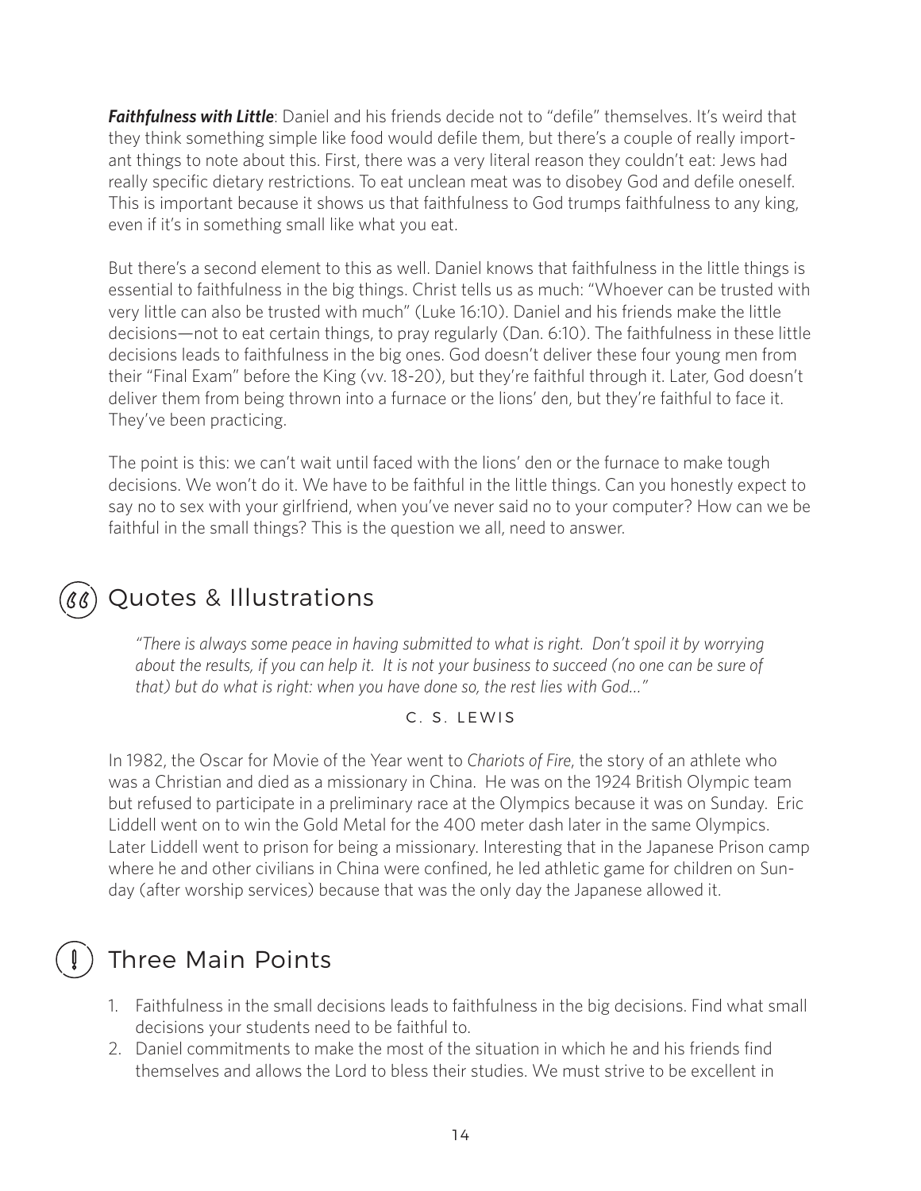***Faithfulness with Little***: Daniel and his friends decide not to "defile" themselves. It's weird that they think something simple like food would defile them, but there's a couple of really important things to note about this. First, there was a very literal reason they couldn't eat: Jews had really specific dietary restrictions. To eat unclean meat was to disobey God and defile oneself. This is important because it shows us that faithfulness to God trumps faithfulness to any king, even if it's in something small like what you eat.

But there's a second element to this as well. Daniel knows that faithfulness in the little things is essential to faithfulness in the big things. Christ tells us as much: "Whoever can be trusted with very little can also be trusted with much" (Luke 16:10). Daniel and his friends make the little decisions—not to eat certain things, to pray regularly (Dan. 6:10). The faithfulness in these little decisions leads to faithfulness in the big ones. God doesn't deliver these four young men from their "Final Exam" before the King (vv. 18-20), but they're faithful through it. Later, God doesn't deliver them from being thrown into a furnace or the lions' den, but they're faithful to face it. They've been practicing.

The point is this: we can't wait until faced with the lions' den or the furnace to make tough decisions. We won't do it. We have to be faithful in the little things. Can you honestly expect to say no to sex with your girlfriend, when you've never said no to your computer? How can we be faithful in the small things? This is the question we all, need to answer.

## Quotes & Illustrations

*"There is always some peace in having submitted to what is right. Don't spoil it by worrying about the results, if you can help it. It is not your business to succeed (no one can be sure of that) but do what is right: when you have done so, the rest lies with God..."*

C. S. LEWIS

In 1982, the Oscar for Movie of the Year went to *Chariots of Fire*, the story of an athlete who was a Christian and died as a missionary in China. He was on the 1924 British Olympic team but refused to participate in a preliminary race at the Olympics because it was on Sunday. Eric Liddell went on to win the Gold Metal for the 400 meter dash later in the same Olympics. Later Liddell went to prison for being a missionary. Interesting that in the Japanese Prison camp where he and other civilians in China were confined, he led athletic game for children on Sunday (after worship services) because that was the only day the Japanese allowed it.

## Three Main Points

1. Faithfulness in the small decisions leads to faithfulness in the big decisions. Find what small decisions your students need to be faithful to.
2. Daniel commitments to make the most of the situation in which he and his friends find themselves and allows the Lord to bless their studies. We must strive to be excellent in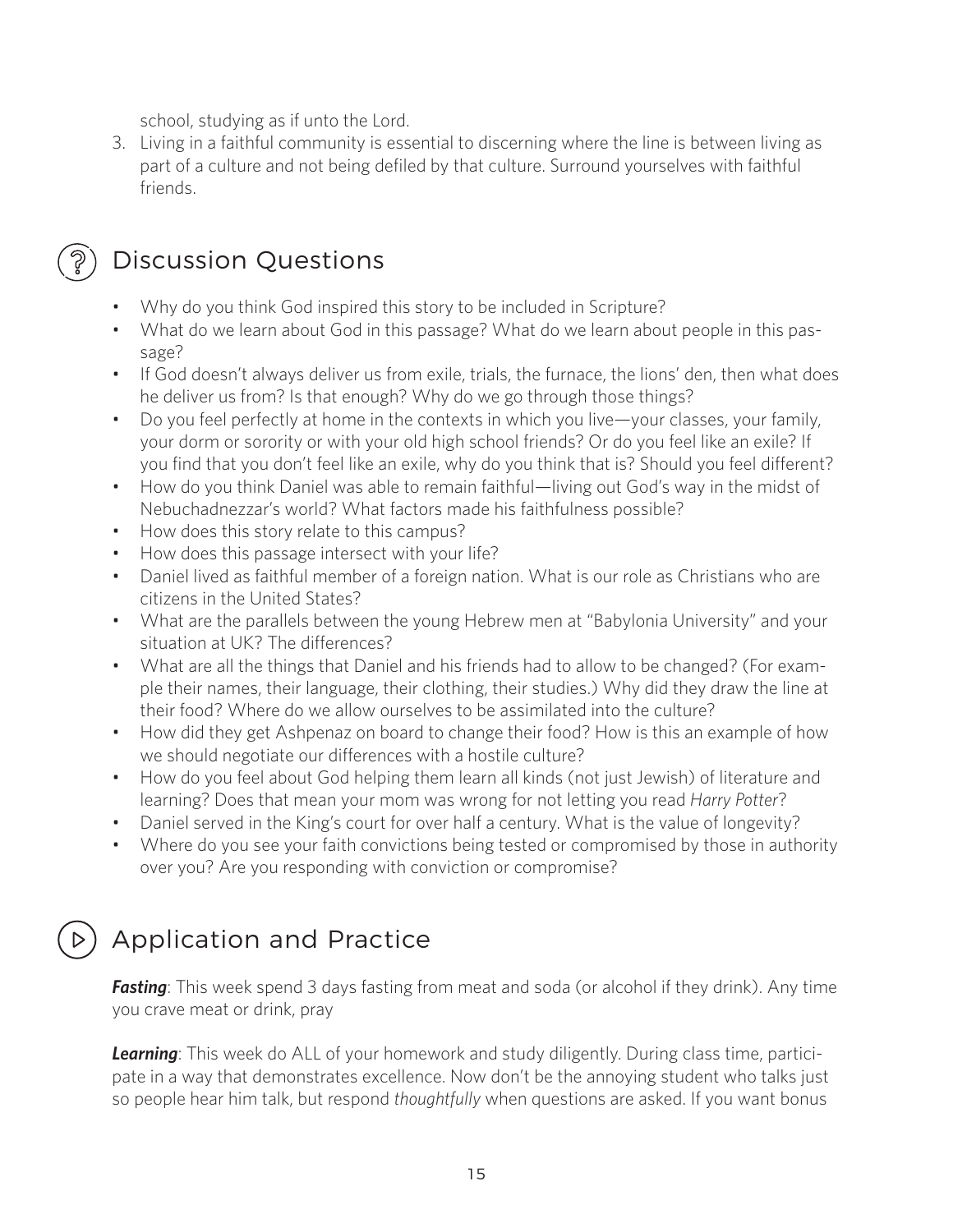school, studying as if unto the Lord.

3. Living in a faithful community is essential to discerning where the line is between living as part of a culture and not being defiled by that culture. Surround yourselves with faithful friends.

## Discussion Questions

- Why do you think God inspired this story to be included in Scripture?
- What do we learn about God in this passage? What do we learn about people in this passage?
- If God doesn't always deliver us from exile, trials, the furnace, the lions' den, then what does he deliver us from? Is that enough? Why do we go through those things?
- Do you feel perfectly at home in the contexts in which you live—your classes, your family, your dorm or sorority or with your old high school friends? Or do you feel like an exile? If you find that you don't feel like an exile, why do you think that is? Should you feel different?
- How do you think Daniel was able to remain faithful—living out God's way in the midst of Nebuchadnezzar's world? What factors made his faithfulness possible?
- How does this story relate to this campus?
- How does this passage intersect with your life?
- Daniel lived as faithful member of a foreign nation. What is our role as Christians who are citizens in the United States?
- What are the parallels between the young Hebrew men at "Babylonia University" and your situation at UK? The differences?
- What are all the things that Daniel and his friends had to allow to be changed? (For example their names, their language, their clothing, their studies.) Why did they draw the line at their food? Where do we allow ourselves to be assimilated into the culture?
- How did they get Ashpenaz on board to change their food? How is this an example of how we should negotiate our differences with a hostile culture?
- How do you feel about God helping them learn all kinds (not just Jewish) of literature and learning? Does that mean your mom was wrong for not letting you read *Harry Potter*?
- Daniel served in the King's court for over half a century. What is the value of longevity?
- Where do you see your faith convictions being tested or compromised by those in authority over you? Are you responding with conviction or compromise?

## Application and Practice

***Fasting***: This week spend 3 days fasting from meat and soda (or alcohol if they drink). Any time you crave meat or drink, pray

***Learning***: This week do ALL of your homework and study diligently. During class time, participate in a way that demonstrates excellence. Now don't be the annoying student who talks just so people hear him talk, but respond *thoughtfully* when questions are asked. If you want bonus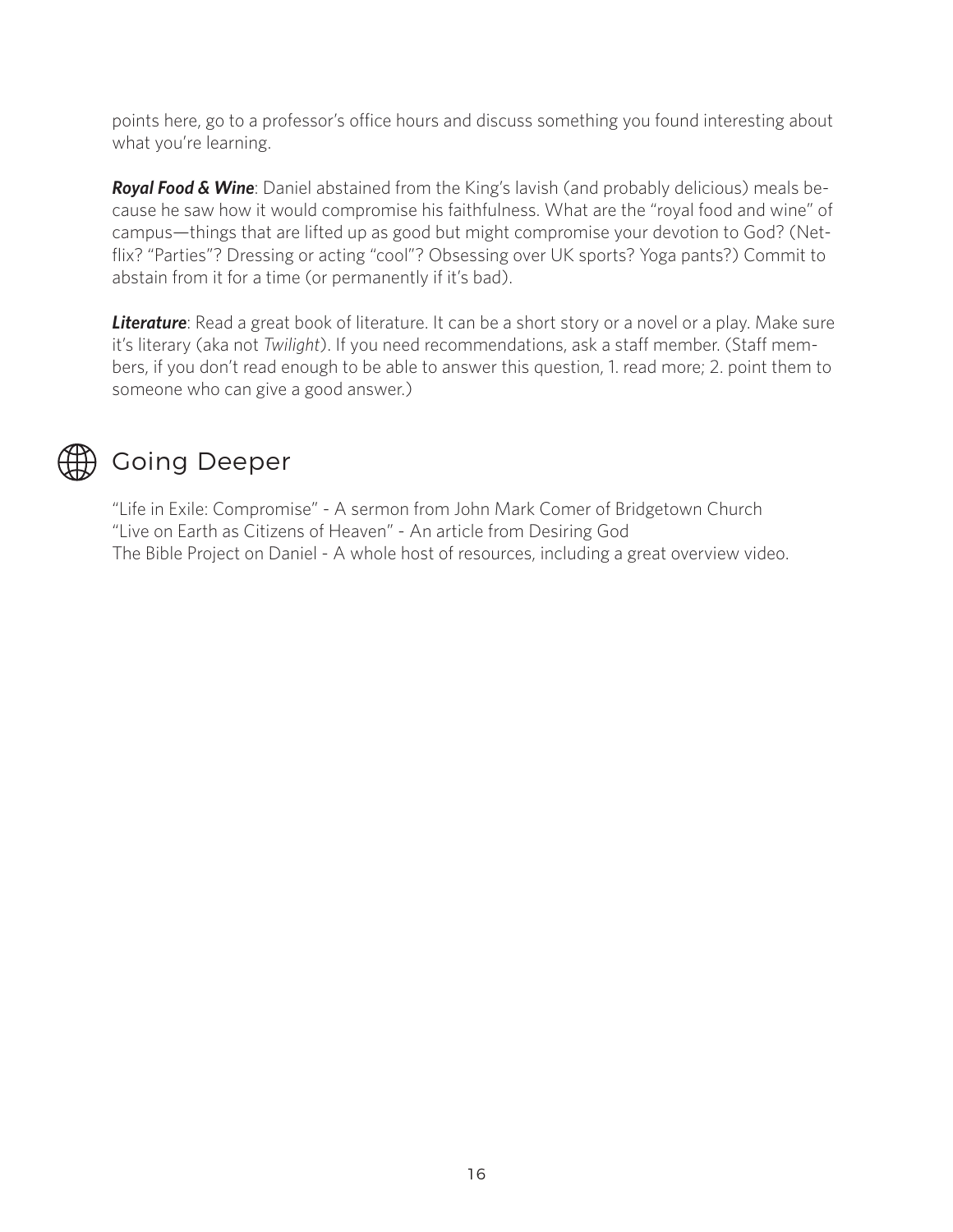points here, go to a professor's office hours and discuss something you found interesting about what you're learning.

***Royal Food & Wine***: Daniel abstained from the King's lavish (and probably delicious) meals because he saw how it would compromise his faithfulness. What are the "royal food and wine" of campus—things that are lifted up as good but might compromise your devotion to God? (Netflix? "Parties"? Dressing or acting "cool"? Obsessing over UK sports? Yoga pants?) Commit to abstain from it for a time (or permanently if it's bad).

***Literature***: Read a great book of literature. It can be a short story or a novel or a play. Make sure it's literary (aka not *Twilight*). If you need recommendations, ask a staff member. (Staff members, if you don't read enough to be able to answer this question, 1. read more; 2. point them to someone who can give a good answer.)

## Going Deeper

"Life in Exile: Compromise" - A sermon from John Mark Comer of Bridgetown Church
"Live on Earth as Citizens of Heaven" - An article from Desiring God
The Bible Project on Daniel - A whole host of resources, including a great overview video.